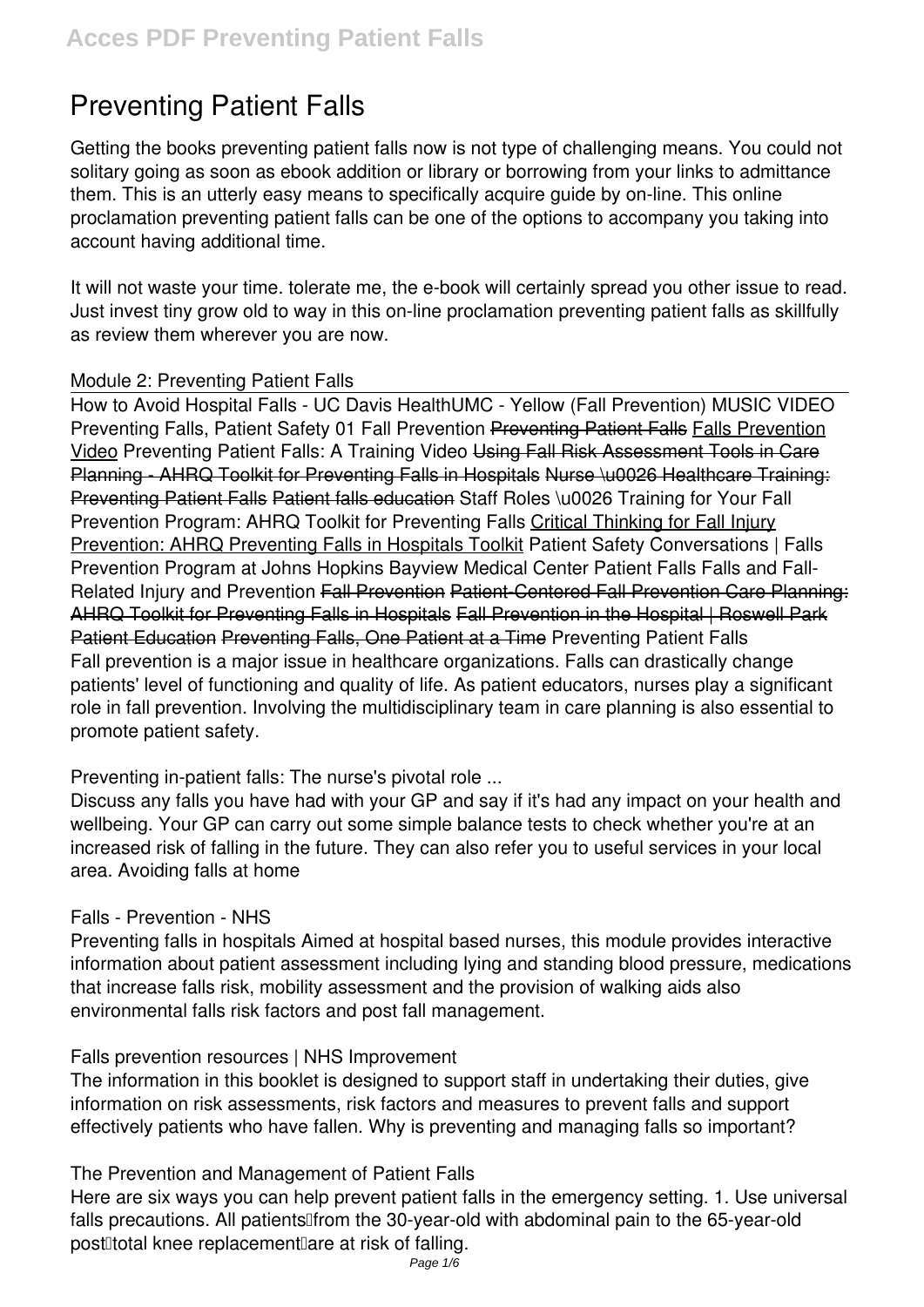# Preventing Patient Falls

Getting the books preventing patient falls now is not type of challenging means. You could not solitary going as soon as ebook addition or library or borrowing from your links to admittance them. This is an utterly easy means to specifically acquire guide by on-line. This online proclamation preventing patient falls can be one of the options to accompany you taking into account having additional time.

It will not waste your time. tolerate me, the e-book will certainly spread you other issue to read. Just invest tiny grow old to way in this on-line proclamation preventing patient falls as skillfully as review them wherever you are now.

## Module 2: Preventing Patient Falls

How to Avoid Hospital Falls - UC Davis HealthUMC - Yellow (Fall Prevention) MUSIC VIDEO Preventing Falls, Patient Safety 01 Fall Prevention Preventing Patient Falls Falls Prevention Video Preventing Patient Falls: A Training Video Using Fall Risk Assessment Tools in Care Planning - AHRQ Toolkit for Preventing Falls in Hospitals Nurse \u0026 Healthcare Training: Preventing Patient Falls Patient falls education Staff Roles \u0026 Training for Your Fall Prevention Program: AHRQ Toolkit for Preventing Falls Critical Thinking for Fall Injury Prevention: AHRQ Preventing Falls in Hospitals Toolkit Patient Safety Conversations | Falls Prevention Program at Johns Hopkins Bayview Medical Center Patient Falls Falls and Fall-Related Injury and Prevention Fall Prevention Patient-Centered Fall Prevention Care Planning: AHRQ Toolkit for Preventing Falls in Hospitals Fall Prevention in the Hospital | Roswell Park Patient Education Preventing Falls, One Patient at a Time Preventing Patient Falls

Fall prevention is a major issue in healthcare organizations. Falls can drastically change patients' level of functioning and quality of life. As patient educators, nurses play a significant role in fall prevention. Involving the multidisciplinary team in care planning is also essential to promote patient safety.

**Preventing in-patient falls: The nurse's pivotal role ...**

Discuss any falls you have had with your GP and say if it's had any impact on your health and wellbeing. Your GP can carry out some simple balance tests to check whether you're at an increased risk of falling in the future. They can also refer you to useful services in your local area. Avoiding falls at home

**Falls - Prevention - NHS**

Preventing falls in hospitals Aimed at hospital based nurses, this module provides interactive information about patient assessment including lying and standing blood pressure, medications that increase falls risk, mobility assessment and the provision of walking aids also environmental falls risk factors and post fall management.

**Falls prevention resources | NHS Improvement**

The information in this booklet is designed to support staff in undertaking their duties, give information on risk assessments, risk factors and measures to prevent falls and support effectively patients who have fallen. Why is preventing and managing falls so important?

**The Prevention and Management of Patient Falls**

Here are six ways you can help prevent patient falls in the emergency setting. 1. Use universal falls precautions. All patients—from the 30-year-old with abdominal pain to the 65-year-old post—total knee replacement—are at risk of falling.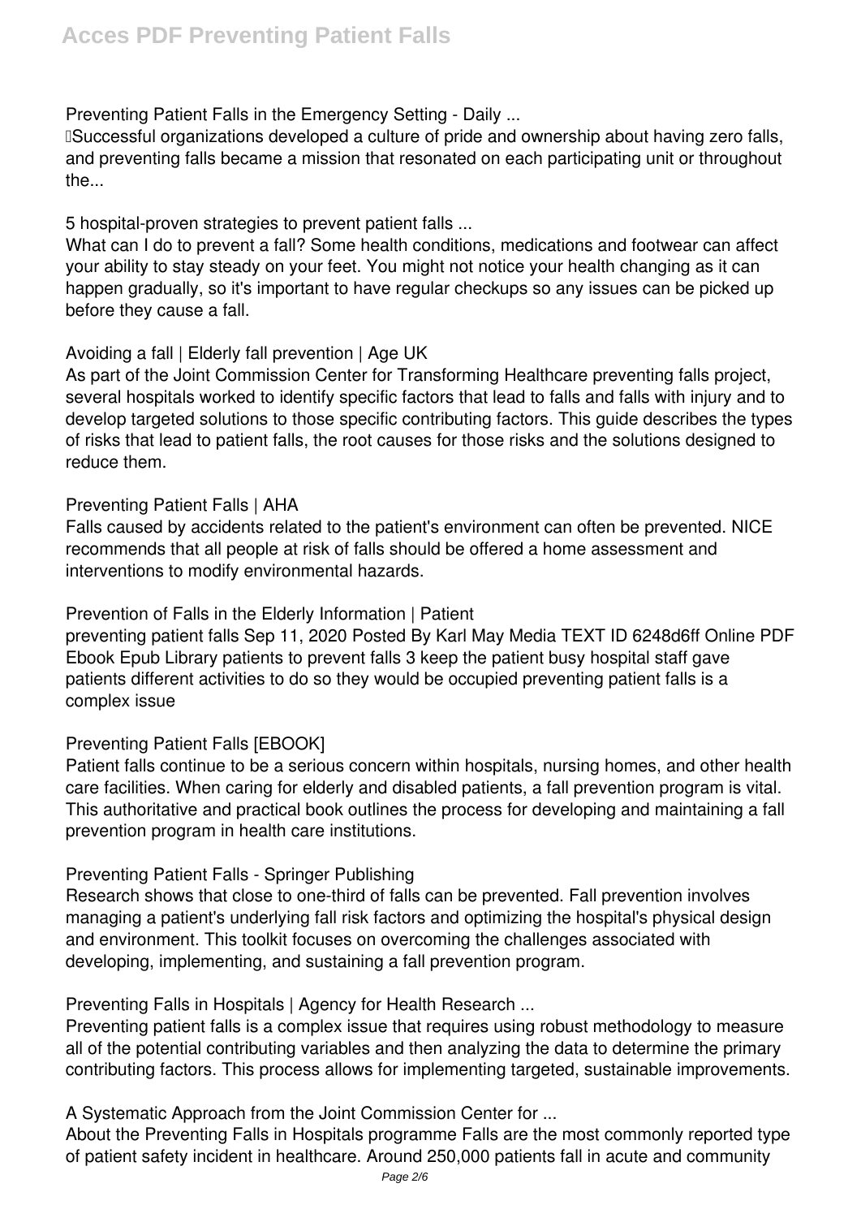**Preventing Patient Falls in the Emergency Setting - Daily ...**

"Successful organizations developed a culture of pride and ownership about having zero falls, and preventing falls became a mission that resonated on each participating unit or throughout the...

**5 hospital-proven strategies to prevent patient falls ...**

What can I do to prevent a fall? Some health conditions, medications and footwear can affect your ability to stay steady on your feet. You might not notice your health changing as it can happen gradually, so it's important to have regular checkups so any issues can be picked up before they cause a fall.

**Avoiding a fall | Elderly fall prevention | Age UK**

As part of the Joint Commission Center for Transforming Healthcare preventing falls project, several hospitals worked to identify specific factors that lead to falls and falls with injury and to develop targeted solutions to those specific contributing factors. This guide describes the types of risks that lead to patient falls, the root causes for those risks and the solutions designed to reduce them.

**Preventing Patient Falls | AHA**

Falls caused by accidents related to the patient's environment can often be prevented. NICE recommends that all people at risk of falls should be offered a home assessment and interventions to modify environmental hazards.

**Prevention of Falls in the Elderly Information | Patient**

preventing patient falls Sep 11, 2020 Posted By Karl May Media TEXT ID 6248d6ff Online PDF Ebook Epub Library patients to prevent falls 3 keep the patient busy hospital staff gave patients different activities to do so they would be occupied preventing patient falls is a complex issue

**Preventing Patient Falls [EBOOK]**

Patient falls continue to be a serious concern within hospitals, nursing homes, and other health care facilities. When caring for elderly and disabled patients, a fall prevention program is vital. This authoritative and practical book outlines the process for developing and maintaining a fall prevention program in health care institutions.

**Preventing Patient Falls - Springer Publishing**

Research shows that close to one-third of falls can be prevented. Fall prevention involves managing a patient's underlying fall risk factors and optimizing the hospital's physical design and environment. This toolkit focuses on overcoming the challenges associated with developing, implementing, and sustaining a fall prevention program.

**Preventing Falls in Hospitals | Agency for Health Research ...**

Preventing patient falls is a complex issue that requires using robust methodology to measure all of the potential contributing variables and then analyzing the data to determine the primary contributing factors. This process allows for implementing targeted, sustainable improvements.

**A Systematic Approach from the Joint Commission Center for ...**

About the Preventing Falls in Hospitals programme Falls are the most commonly reported type of patient safety incident in healthcare. Around 250,000 patients fall in acute and community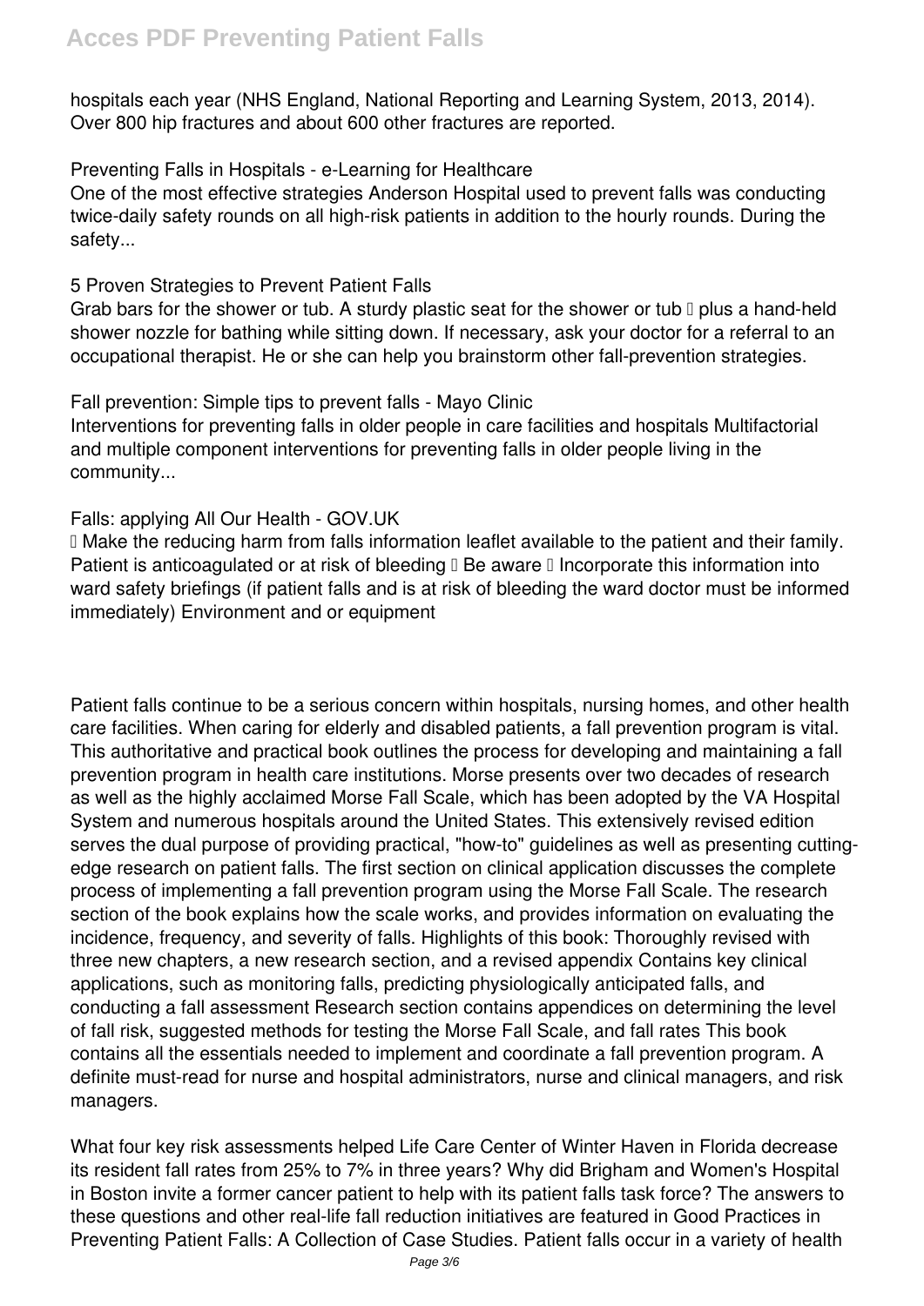hospitals each year (NHS England, National Reporting and Learning System, 2013, 2014). Over 800 hip fractures and about 600 other fractures are reported.

**Preventing Falls in Hospitals - e-Learning for Healthcare**

One of the most effective strategies Anderson Hospital used to prevent falls was conducting twice-daily safety rounds on all high-risk patients in addition to the hourly rounds. During the safety...

**5 Proven Strategies to Prevent Patient Falls**

Grab bars for the shower or tub. A sturdy plastic seat for the shower or tub — plus a hand-held shower nozzle for bathing while sitting down. If necessary, ask your doctor for a referral to an occupational therapist. He or she can help you brainstorm other fall-prevention strategies.

**Fall prevention: Simple tips to prevent falls - Mayo Clinic**

Interventions for preventing falls in older people in care facilities and hospitals Multifactorial and multiple component interventions for preventing falls in older people living in the community...

**Falls: applying All Our Health - GOV.UK**

 Make the reducing harm from falls information leaflet available to the patient and their family. Patient is anticoagulated or at risk of bleeding  Be aware  Incorporate this information into ward safety briefings (if patient falls and is at risk of bleeding the ward doctor must be informed immediately) Environment and or equipment

Patient falls continue to be a serious concern within hospitals, nursing homes, and other health care facilities. When caring for elderly and disabled patients, a fall prevention program is vital. This authoritative and practical book outlines the process for developing and maintaining a fall prevention program in health care institutions. Morse presents over two decades of research as well as the highly acclaimed Morse Fall Scale, which has been adopted by the VA Hospital System and numerous hospitals around the United States. This extensively revised edition serves the dual purpose of providing practical, "how-to" guidelines as well as presenting cutting-edge research on patient falls. The first section on clinical application discusses the complete process of implementing a fall prevention program using the Morse Fall Scale. The research section of the book explains how the scale works, and provides information on evaluating the incidence, frequency, and severity of falls. Highlights of this book: Thoroughly revised with three new chapters, a new research section, and a revised appendix Contains key clinical applications, such as monitoring falls, predicting physiologically anticipated falls, and conducting a fall assessment Research section contains appendices on determining the level of fall risk, suggested methods for testing the Morse Fall Scale, and fall rates This book contains all the essentials needed to implement and coordinate a fall prevention program. A definite must-read for nurse and hospital administrators, nurse and clinical managers, and risk managers.

What four key risk assessments helped Life Care Center of Winter Haven in Florida decrease its resident fall rates from 25% to 7% in three years? Why did Brigham and Women's Hospital in Boston invite a former cancer patient to help with its patient falls task force? The answers to these questions and other real-life fall reduction initiatives are featured in Good Practices in Preventing Patient Falls: A Collection of Case Studies. Patient falls occur in a variety of health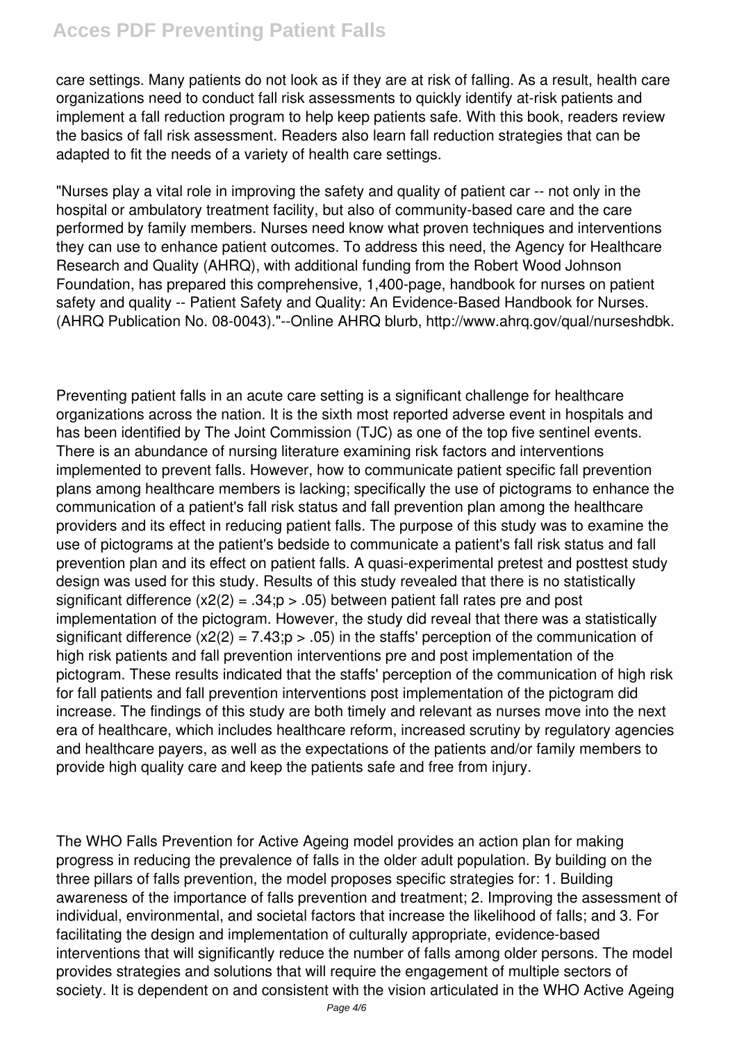care settings. Many patients do not look as if they are at risk of falling. As a result, health care organizations need to conduct fall risk assessments to quickly identify at-risk patients and implement a fall reduction program to help keep patients safe. With this book, readers review the basics of fall risk assessment. Readers also learn fall reduction strategies that can be adapted to fit the needs of a variety of health care settings.

"Nurses play a vital role in improving the safety and quality of patient car -- not only in the hospital or ambulatory treatment facility, but also of community-based care and the care performed by family members. Nurses need know what proven techniques and interventions they can use to enhance patient outcomes. To address this need, the Agency for Healthcare Research and Quality (AHRQ), with additional funding from the Robert Wood Johnson Foundation, has prepared this comprehensive, 1,400-page, handbook for nurses on patient safety and quality -- Patient Safety and Quality: An Evidence-Based Handbook for Nurses. (AHRQ Publication No. 08-0043)."--Online AHRQ blurb, http://www.ahrq.gov/qual/nurseshdbk.

Preventing patient falls in an acute care setting is a significant challenge for healthcare organizations across the nation. It is the sixth most reported adverse event in hospitals and has been identified by The Joint Commission (TJC) as one of the top five sentinel events. There is an abundance of nursing literature examining risk factors and interventions implemented to prevent falls. However, how to communicate patient specific fall prevention plans among healthcare members is lacking; specifically the use of pictograms to enhance the communication of a patient's fall risk status and fall prevention plan among the healthcare providers and its effect in reducing patient falls. The purpose of this study was to examine the use of pictograms at the patient's bedside to communicate a patient's fall risk status and fall prevention plan and its effect on patient falls. A quasi-experimental pretest and posttest study design was used for this study. Results of this study revealed that there is no statistically significant difference ($x2(2) = .34;p > .05$) between patient fall rates pre and post implementation of the pictogram. However, the study did reveal that there was a statistically significant difference ($x2(2) = 7.43;p > .05$) in the staffs' perception of the communication of high risk patients and fall prevention interventions pre and post implementation of the pictogram. These results indicated that the staffs' perception of the communication of high risk for fall patients and fall prevention interventions post implementation of the pictogram did increase. The findings of this study are both timely and relevant as nurses move into the next era of healthcare, which includes healthcare reform, increased scrutiny by regulatory agencies and healthcare payers, as well as the expectations of the patients and/or family members to provide high quality care and keep the patients safe and free from injury.

The WHO Falls Prevention for Active Ageing model provides an action plan for making progress in reducing the prevalence of falls in the older adult population. By building on the three pillars of falls prevention, the model proposes specific strategies for: 1. Building awareness of the importance of falls prevention and treatment; 2. Improving the assessment of individual, environmental, and societal factors that increase the likelihood of falls; and 3. For facilitating the design and implementation of culturally appropriate, evidence-based interventions that will significantly reduce the number of falls among older persons. The model provides strategies and solutions that will require the engagement of multiple sectors of society. It is dependent on and consistent with the vision articulated in the WHO Active Ageing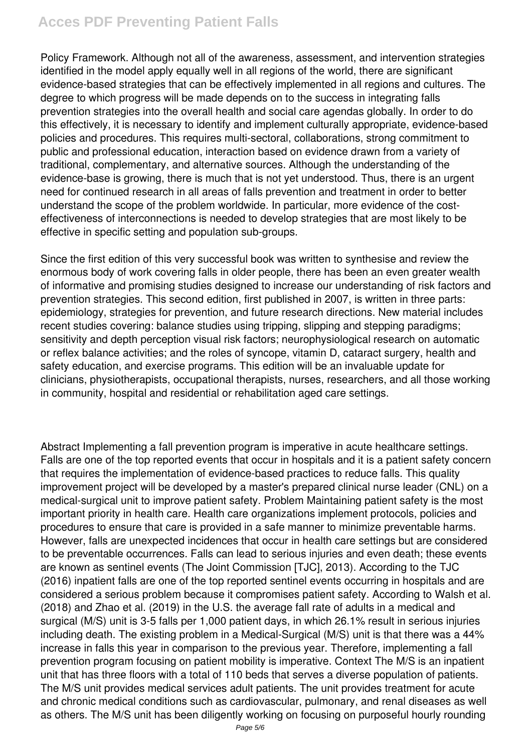Policy Framework. Although not all of the awareness, assessment, and intervention strategies identified in the model apply equally well in all regions of the world, there are significant evidence-based strategies that can be effectively implemented in all regions and cultures. The degree to which progress will be made depends on to the success in integrating falls prevention strategies into the overall health and social care agendas globally. In order to do this effectively, it is necessary to identify and implement culturally appropriate, evidence-based policies and procedures. This requires multi-sectoral, collaborations, strong commitment to public and professional education, interaction based on evidence drawn from a variety of traditional, complementary, and alternative sources. Although the understanding of the evidence-base is growing, there is much that is not yet understood. Thus, there is an urgent need for continued research in all areas of falls prevention and treatment in order to better understand the scope of the problem worldwide. In particular, more evidence of the cost-effectiveness of interconnections is needed to develop strategies that are most likely to be effective in specific setting and population sub-groups.

Since the first edition of this very successful book was written to synthesise and review the enormous body of work covering falls in older people, there has been an even greater wealth of informative and promising studies designed to increase our understanding of risk factors and prevention strategies. This second edition, first published in 2007, is written in three parts: epidemiology, strategies for prevention, and future research directions. New material includes recent studies covering: balance studies using tripping, slipping and stepping paradigms; sensitivity and depth perception visual risk factors; neurophysiological research on automatic or reflex balance activities; and the roles of syncope, vitamin D, cataract surgery, health and safety education, and exercise programs. This edition will be an invaluable update for clinicians, physiotherapists, occupational therapists, nurses, researchers, and all those working in community, hospital and residential or rehabilitation aged care settings.

Abstract Implementing a fall prevention program is imperative in acute healthcare settings. Falls are one of the top reported events that occur in hospitals and it is a patient safety concern that requires the implementation of evidence-based practices to reduce falls. This quality improvement project will be developed by a master's prepared clinical nurse leader (CNL) on a medical-surgical unit to improve patient safety. Problem Maintaining patient safety is the most important priority in health care. Health care organizations implement protocols, policies and procedures to ensure that care is provided in a safe manner to minimize preventable harms. However, falls are unexpected incidences that occur in health care settings but are considered to be preventable occurrences. Falls can lead to serious injuries and even death; these events are known as sentinel events (The Joint Commission [TJC], 2013). According to the TJC (2016) inpatient falls are one of the top reported sentinel events occurring in hospitals and are considered a serious problem because it compromises patient safety. According to Walsh et al. (2018) and Zhao et al. (2019) in the U.S. the average fall rate of adults in a medical and surgical (M/S) unit is 3-5 falls per 1,000 patient days, in which 26.1% result in serious injuries including death. The existing problem in a Medical-Surgical (M/S) unit is that there was a 44% increase in falls this year in comparison to the previous year. Therefore, implementing a fall prevention program focusing on patient mobility is imperative. Context The M/S is an inpatient unit that has three floors with a total of 110 beds that serves a diverse population of patients. The M/S unit provides medical services adult patients. The unit provides treatment for acute and chronic medical conditions such as cardiovascular, pulmonary, and renal diseases as well as others. The M/S unit has been diligently working on focusing on purposeful hourly rounding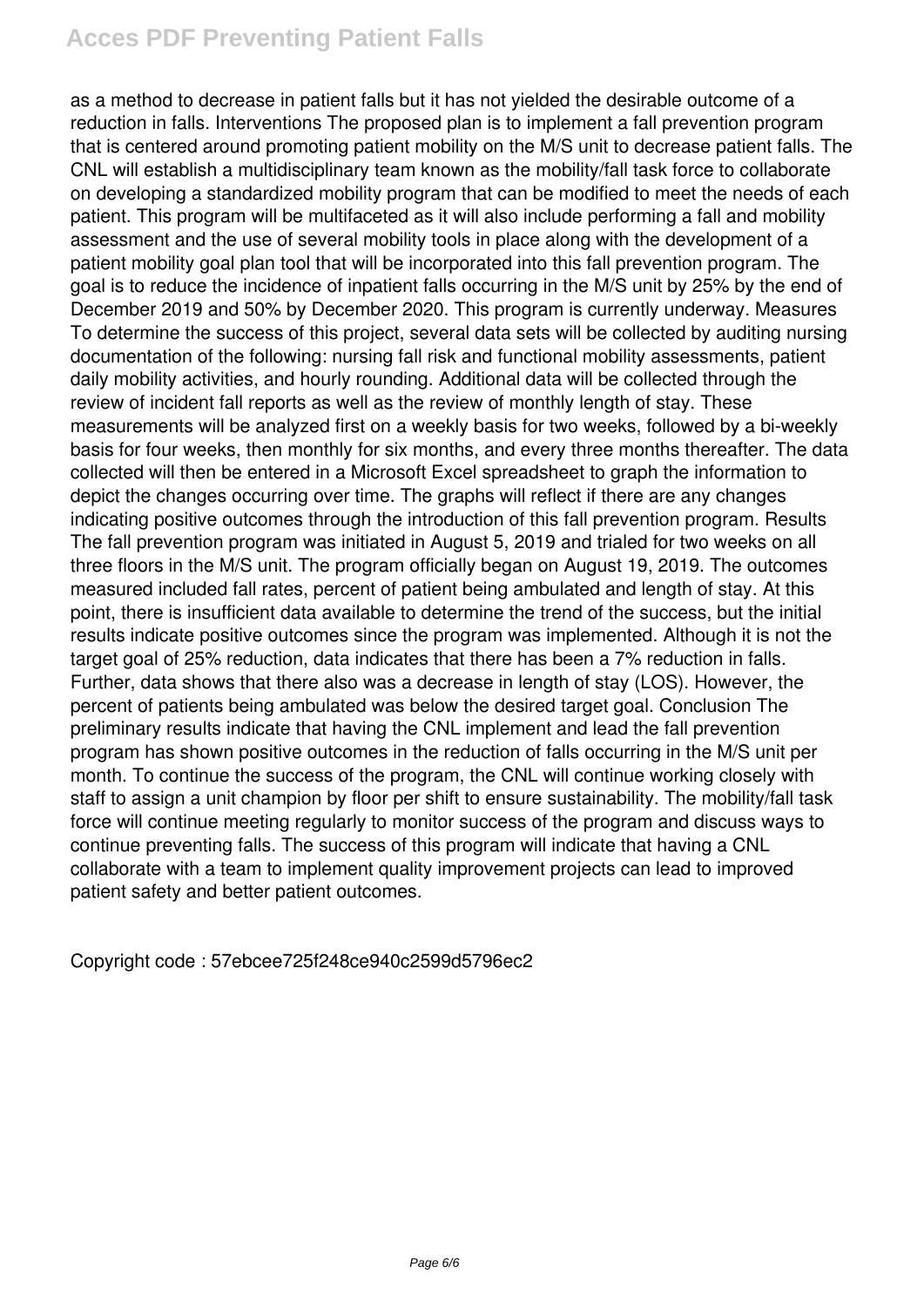as a method to decrease in patient falls but it has not yielded the desirable outcome of a reduction in falls. Interventions The proposed plan is to implement a fall prevention program that is centered around promoting patient mobility on the M/S unit to decrease patient falls. The CNL will establish a multidisciplinary team known as the mobility/fall task force to collaborate on developing a standardized mobility program that can be modified to meet the needs of each patient. This program will be multifaceted as it will also include performing a fall and mobility assessment and the use of several mobility tools in place along with the development of a patient mobility goal plan tool that will be incorporated into this fall prevention program. The goal is to reduce the incidence of inpatient falls occurring in the M/S unit by 25% by the end of December 2019 and 50% by December 2020. This program is currently underway. Measures To determine the success of this project, several data sets will be collected by auditing nursing documentation of the following: nursing fall risk and functional mobility assessments, patient daily mobility activities, and hourly rounding. Additional data will be collected through the review of incident fall reports as well as the review of monthly length of stay. These measurements will be analyzed first on a weekly basis for two weeks, followed by a bi-weekly basis for four weeks, then monthly for six months, and every three months thereafter. The data collected will then be entered in a Microsoft Excel spreadsheet to graph the information to depict the changes occurring over time. The graphs will reflect if there are any changes indicating positive outcomes through the introduction of this fall prevention program. Results The fall prevention program was initiated in August 5, 2019 and trialed for two weeks on all three floors in the M/S unit. The program officially began on August 19, 2019. The outcomes measured included fall rates, percent of patient being ambulated and length of stay. At this point, there is insufficient data available to determine the trend of the success, but the initial results indicate positive outcomes since the program was implemented. Although it is not the target goal of 25% reduction, data indicates that there has been a 7% reduction in falls. Further, data shows that there also was a decrease in length of stay (LOS). However, the percent of patients being ambulated was below the desired target goal. Conclusion The preliminary results indicate that having the CNL implement and lead the fall prevention program has shown positive outcomes in the reduction of falls occurring in the M/S unit per month. To continue the success of the program, the CNL will continue working closely with staff to assign a unit champion by floor per shift to ensure sustainability. The mobility/fall task force will continue meeting regularly to monitor success of the program and discuss ways to continue preventing falls. The success of this program will indicate that having a CNL collaborate with a team to implement quality improvement projects can lead to improved patient safety and better patient outcomes.

Copyright code : 57ebcee725f248ce940c2599d5796ec2